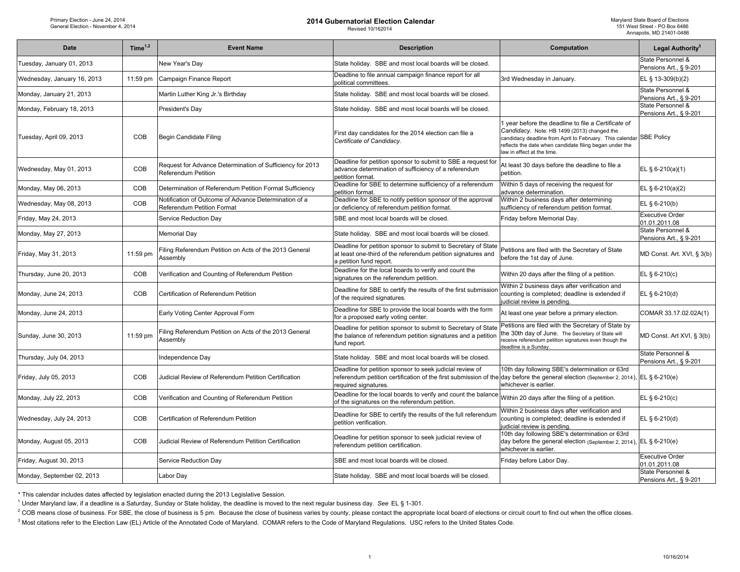Primary Election - June 24, 2014
General Election - November 4, 2014

# 2014 Gubernatorial Election Calendar

Revised 10/162014

Maryland State Board of Elections
151 West Street - PO Box 6486
Annapolis, MD 21401-0486

| Date | Time[1,2] | Event Name | Description | Computation | Legal Authority[3] |
|---|---|---|---|---|---|
| Tuesday, January 01, 2013 | | New Year's Day | State holiday. SBE and most local boards will be closed. | | State Personnel & Pensions Art., § 9-201 |
| Wednesday, January 16, 2013 | 11:59 pm | Campaign Finance Report | Deadline to file annual campaign finance report for all political committees. | 3rd Wednesday in January. | EL § 13-309(b)(2) |
| Monday, January 21, 2013 | | Martin Luther King Jr.'s Birthday | State holiday. SBE and most local boards will be closed. | | State Personnel & Pensions Art., § 9-201 |
| Monday, February 18, 2013 | | President's Day | State holiday. SBE and most local boards will be closed. | | State Personnel & Pensions Art., § 9-201 |
| Tuesday, April 09, 2013 | COB | Begin Candidate Filing | First day candidates for the 2014 election can file a *Certificate of Candidacy.* | 1 year before the deadline to file a *Certificate of Candidacy.* Note: HB 1499 (2013) changed the candidacy deadline from April to February. This calendar reflects the date when candidate filing began under the law in effect at the time. | SBE Policy |
| Wednesday, May 01, 2013 | COB | Request for Advance Determination of Sufficiency for 2013 Referendum Petition | Deadline for petition sponsor to submit to SBE a request for advance determination of sufficiency of a referendum petition format. | At least 30 days before the deadline to file a petition. | EL § 6-210(a)(1) |
| Monday, May 06, 2013 | COB | Determination of Referendum Petition Format Sufficiency | Deadline for SBE to determine sufficiency of a referendum petition format. | Within 5 days of receiving the request for advance determination. | EL § 6-210(a)(2) |
| Wednesday, May 08, 2013 | COB | Notification of Outcome of Advance Determination of a Referendum Petition Format | Deadline for SBE to notify petition sponsor of the approval or deficiency of referendum petition format. | Within 2 business days after determining sufficiency of referendum petition format. | EL § 6-210(b) |
| Friday, May 24, 2013 | | Service Reduction Day | SBE and most local boards will be closed. | Friday before Memorial Day. | Executive Order 01.01.2011.08 |
| Monday, May 27, 2013 | | Memorial Day | State holiday. SBE and most local boards will be closed. | | State Personnel & Pensions Art., § 9-201 |
| Friday, May 31, 2013 | 11:59 pm | Filing Referendum Petition on Acts of the 2013 General Assembly | Deadline for petition sponsor to submit to Secretary of State at least one-third of the referendum petition signatures and a petition fund report. | Petitions are filed with the Secretary of State before the 1st day of June. | MD Const. Art. XVI, § 3(b) |
| Thursday, June 20, 2013 | COB | Verification and Counting of Referendum Petition | Deadline for the local boards to verify and count the signatures on the referendum petition. | Within 20 days after the filing of a petition. | EL § 6-210(c) |
| Monday, June 24, 2013 | COB | Certification of Referendum Petition | Deadline for SBE to certify the results of the first submission of the required signatures. | Within 2 business days after verification and counting is completed; deadline is extended if judicial review is pending. | EL § 6-210(d) |
| Monday, June 24, 2013 | | Early Voting Center Approval Form | Deadline for SBE to provide the local boards with the form for a proposed early voting center. | At least one year before a primary election. | COMAR 33.17.02.02A(1) |
| Sunday, June 30, 2013 | 11:59 pm | Filing Referendum Petition on Acts of the 2013 General Assembly | Deadline for petition sponsor to submit to Secretary of State the balance of referendum petition signatures and a petition fund report. | Petitions are filed with the Secretary of State by the 30th day of June. The Secretary of State will receive referendum petition signatures even though the deadline is a Sunday. | MD Const. Art XVI, § 3(b) |
| Thursday, July 04, 2013 | | Independence Day | State holiday. SBE and most local boards will be closed. | | State Personnel & Pensions Art., § 9-201 |
| Friday, July 05, 2013 | COB | Judicial Review of Referendum Petition Certification | Deadline for petition sponsor to seek judicial review of referendum petition certification of the first submission of the required signatures. | 10th day following SBE's determination or 63rd day before the general election (September 2, 2014), whichever is earlier. | EL § 6-210(e) |
| Monday, July 22, 2013 | COB | Verification and Counting of Referendum Petition | Deadline for the local boards to verify and count the balance of the signatures on the referendum petition. | Within 20 days after the filing of a petition. | EL § 6-210(c) |
| Wednesday, July 24, 2013 | COB | Certification of Referendum Petition | Deadline for SBE to certify the results of the full referendum petition verification. | Within 2 business days after verification and counting is completed; deadline is extended if judicial review is pending. | EL § 6-210(d) |
| Monday, August 05, 2013 | COB | Judicial Review of Referendum Petition Certification | Deadline for petition sponsor to seek judicial review of referendum petition certification. | 10th day following SBE's determination or 63rd day before the general election (September 2, 2014), whichever is earlier. | EL § 6-210(e) |
| Friday, August 30, 2013 | | Service Reduction Day | SBE and most local boards will be closed. | Friday before Labor Day. | Executive Order 01.01.2011.08 |
| Monday, September 02, 2013 | | Labor Day | State holiday. SBE and most local boards will be closed. | | State Personnel & Pensions Art., § 9-201 |

* This calendar includes dates affected by legislation enacted during the 2013 Legislative Session.

[1] Under Maryland law, if a deadline is a Saturday, Sunday or State holiday, the deadline is moved to the next regular business day. *See* EL § 1-301.

[2] COB means close of business. For SBE, the close of business is 5 pm. Because the close of business varies by county, please contact the appropriate local board of elections or circuit court to find out when the office closes.

[3] Most citations refer to the Election Law (EL) Article of the Annotated Code of Maryland. COMAR refers to the Code of Maryland Regulations. USC refers to the United States Code.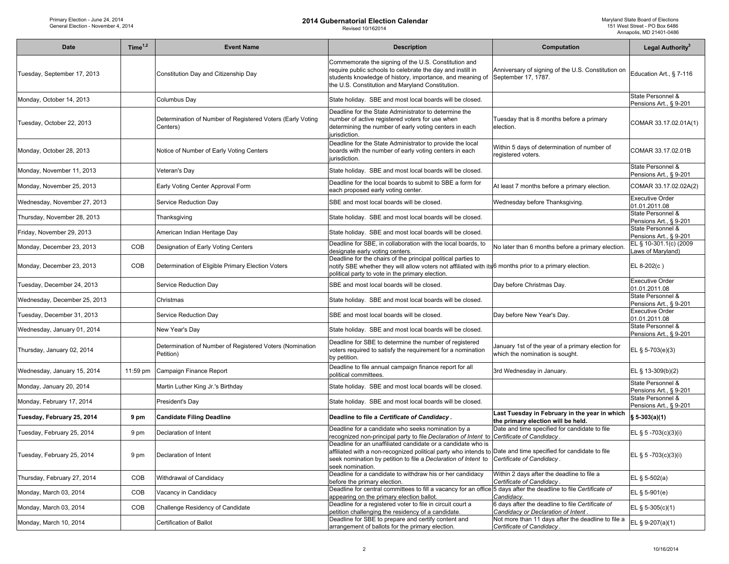# 2014 Gubernatorial Election Calendar

Revised 10/162014

Primary Election - June 24, 2014
General Election - November 4, 2014

Maryland State Board of Elections
151 West Street - PO Box 6486
Annapolis, MD 21401-0486

| Date | Time[1,2] | Event Name | Description | Computation | Legal Authority[3] |
|---|---|---|---|---|---|
| Tuesday, September 17, 2013 | | Constitution Day and Citizenship Day | Commemorate the signing of the U.S. Constitution and require public schools to celebrate the day and instill in students knowledge of history, importance, and meaning of the U.S. Constitution and Maryland Constitution. | Anniversary of signing of the U.S. Constitution on September 17, 1787. | Education Art., § 7-116 |
| Monday, October 14, 2013 | | Columbus Day | State holiday. SBE and most local boards will be closed. | | State Personnel & Pensions Art., § 9-201 |
| Tuesday, October 22, 2013 | | Determination of Number of Registered Voters (Early Voting Centers) | Deadline for the State Administrator to determine the number of active registered voters for use when determining the number of early voting centers in each jurisdiction. | Tuesday that is 8 months before a primary election. | COMAR 33.17.02.01A(1) |
| Monday, October 28, 2013 | | Notice of Number of Early Voting Centers | Deadline for the State Administrator to provide the local boards with the number of early voting centers in each jurisdiction. | Within 5 days of determination of number of registered voters. | COMAR 33.17.02.01B |
| Monday, November 11, 2013 | | Veteran's Day | State holiday. SBE and most local boards will be closed. | | State Personnel & Pensions Art., § 9-201 |
| Monday, November 25, 2013 | | Early Voting Center Approval Form | Deadline for the local boards to submit to SBE a form for each proposed early voting center. | At least 7 months before a primary election. | COMAR 33.17.02.02A(2) |
| Wednesday, November 27, 2013 | | Service Reduction Day | SBE and most local boards will be closed. | Wednesday before Thanksgiving. | Executive Order 01.01.2011.08 |
| Thursday, November 28, 2013 | | Thanksgiving | State holiday. SBE and most local boards will be closed. | | State Personnel & Pensions Art., § 9-201 |
| Friday, November 29, 2013 | | American Indian Heritage Day | State holiday. SBE and most local boards will be closed. | | State Personnel & Pensions Art., § 9-201 |
| Monday, December 23, 2013 | COB | Designation of Early Voting Centers | Deadline for SBE, in collaboration with the local boards, to designate early voting centers. | No later than 6 months before a primary election. | EL § 10-301.1(c) (2009 Laws of Maryland) |
| Monday, December 23, 2013 | COB | Determination of Eligible Primary Election Voters | Deadline for the chairs of the principal political parties to notify SBE whether they will allow voters not affiliated with its political party to vote in the primary election. | 6 months prior to a primary election. | EL 8-202(c ) |
| Tuesday, December 24, 2013 | | Service Reduction Day | SBE and most local boards will be closed. | Day before Christmas Day. | Executive Order 01.01.2011.08 |
| Wednesday, December 25, 2013 | | Christmas | State holiday. SBE and most local boards will be closed. | | State Personnel & Pensions Art., § 9-201 |
| Tuesday, December 31, 2013 | | Service Reduction Day | SBE and most local boards will be closed. | Day before New Year's Day. | Executive Order 01.01.2011.08 |
| Wednesday, January 01, 2014 | | New Year's Day | State holiday. SBE and most local boards will be closed. | | State Personnel & Pensions Art., § 9-201 |
| Thursday, January 02, 2014 | | Determination of Number of Registered Voters (Nomination Petition) | Deadline for SBE to determine the number of registered voters required to satisfy the requirement for a nomination by petition. | January 1st of the year of a primary election for which the nomination is sought. | EL § 5-703(e)(3) |
| Wednesday, January 15, 2014 | 11:59 pm | Campaign Finance Report | Deadline to file annual campaign finance report for all political committees. | 3rd Wednesday in January. | EL § 13-309(b)(2) |
| Monday, January 20, 2014 | | Martin Luther King Jr.'s Birthday | State holiday. SBE and most local boards will be closed. | | State Personnel & Pensions Art., § 9-201 |
| Monday, February 17, 2014 | | President's Day | State holiday. SBE and most local boards will be closed. | | State Personnel & Pensions Art., § 9-201 |
| **Tuesday, February 25, 2014** | **9 pm** | **Candidate Filing Deadline** | **Deadline to file a *Certificate of Candidacy*.** | **Last Tuesday in February in the year in which the primary election will be held.** | **§ 5-303(a)(1)** |
| Tuesday, February 25, 2014 | 9 pm | Declaration of Intent | Deadline for a candidate who seeks nomination by a recognized non-principal party to file *Declaration of Intent* to | Date and time specified for candidate to file *Certificate of Candidacy*. | EL § 5 -703(c)(3)(i) |
| Tuesday, February 25, 2014 | 9 pm | Declaration of Intent | Deadline for an unaffiliated candidate or a candidate who is affiliated with a non-recognized political party who intends to seek nomination by petition to file a *Declaration of Intent* to seek nomination. | Date and time specified for candidate to file *Certificate of Candidacy*. | EL § 5 -703(c)(3)(i) |
| Thursday, February 27, 2014 | COB | Withdrawal of Candidacy | Deadline for a candidate to withdraw his or her candidacy before the primary election. | Within 2 days after the deadline to file a *Certificate of Candidacy*. | EL § 5-502(a) |
| Monday, March 03, 2014 | COB | Vacancy in Candidacy | Deadline for central committees to fill a vacancy for an office appearing on the primary election ballot. | 5 days after the deadline to file *Certificate of Candidacy.* | EL § 5-901(e) |
| Monday, March 03, 2014 | COB | Challenge Residency of Candidate | Deadline for a registered voter to file in circuit court a petition challenging the residency of a candidate. | 6 days after the deadline to file *Certificate of Candidacy or Declaration of Intent*. | EL § 5-305(c)(1) |
| Monday, March 10, 2014 | | Certification of Ballot | Deadline for SBE to prepare and certify content and arrangement of ballots for the primary election. | Not more than 11 days after the deadline to file a *Certificate of Candidacy*. | EL § 9-207(a)(1) |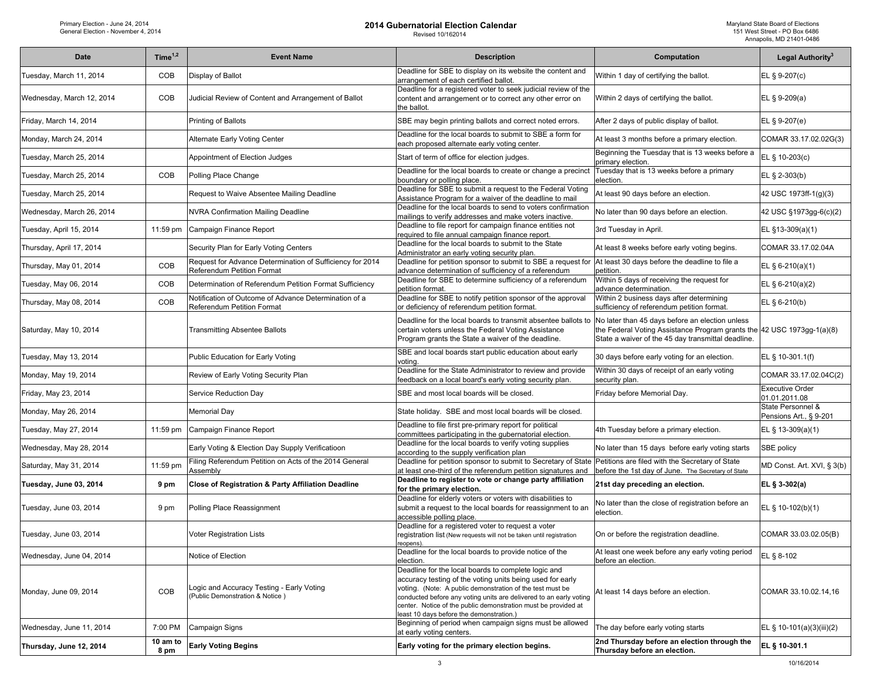Primary Election - June 24, 2014
General Election - November 4, 2014

# 2014 Gubernatorial Election Calendar

Revised 10/162014

Maryland State Board of Elections
151 West Street - PO Box 6486
Annapolis, MD 21401-0486

| Date | Time[1,2] | Event Name | Description | Computation | Legal Authority[3] |
|---|---|---|---|---|---|
| Tuesday, March 11, 2014 | COB | Display of Ballot | Deadline for SBE to display on its website the content and arrangement of each certified ballot. | Within 1 day of certifying the ballot. | EL § 9-207(c) |
| Wednesday, March 12, 2014 | COB | Judicial Review of Content and Arrangement of Ballot | Deadline for a registered voter to seek judicial review of the content and arrangement or to correct any other error on the ballot. | Within 2 days of certifying the ballot. | EL § 9-209(a) |
| Friday, March 14, 2014 | | Printing of Ballots | SBE may begin printing ballots and correct noted errors. | After 2 days of public display of ballot. | EL § 9-207(e) |
| Monday, March 24, 2014 | | Alternate Early Voting Center | Deadline for the local boards to submit to SBE a form for each proposed alternate early voting center. | At least 3 months before a primary election. | COMAR 33.17.02.02G(3) |
| Tuesday, March 25, 2014 | | Appointment of Election Judges | Start of term of office for election judges. | Beginning the Tuesday that is 13 weeks before a primary election. | EL § 10-203(c) |
| Tuesday, March 25, 2014 | COB | Polling Place Change | Deadline for the local boards to create or change a precinct boundary or polling place. | Tuesday that is 13 weeks before a primary election. | EL § 2-303(b) |
| Tuesday, March 25, 2014 | | Request to Waive Absentee Mailing Deadline | Deadline for SBE to submit a request to the Federal Voting Assistance Program for a waiver of the deadline to mail | At least 90 days before an election. | 42 USC 1973ff-1(g)(3) |
| Wednesday, March 26, 2014 | | NVRA Confirmation Mailing Deadline | Deadline for the local boards to send to voters confirmation mailings to verify addresses and make voters inactive. | No later than 90 days before an election. | 42 USC §1973gg-6(c)(2) |
| Tuesday, April 15, 2014 | 11:59 pm | Campaign Finance Report | Deadline to file report for campaign finance entities not required to file annual campaign finance report. | 3rd Tuesday in April. | EL §13-309(a)(1) |
| Thursday, April 17, 2014 | | Security Plan for Early Voting Centers | Deadline for the local boards to submit to the State Administrator an early voting security plan. | At least 8 weeks before early voting begins. | COMAR 33.17.02.04A |
| Thursday, May 01, 2014 | COB | Request for Advance Determination of Sufficiency for 2014 Referendum Petition Format | Deadline for petition sponsor to submit to SBE a request for advance determination of sufficiency of a referendum | At least 30 days before the deadline to file a petition. | EL § 6-210(a)(1) |
| Tuesday, May 06, 2014 | COB | Determination of Referendum Petition Format Sufficiency | Deadline for SBE to determine sufficiency of a referendum petition format. | Within 5 days of receiving the request for advance determination. | EL § 6-210(a)(2) |
| Thursday, May 08, 2014 | COB | Notification of Outcome of Advance Determination of a Referendum Petition Format | Deadline for SBE to notify petition sponsor of the approval or deficiency of referendum petition format. | Within 2 business days after determining sufficiency of referendum petition format. | EL § 6-210(b) |
| Saturday, May 10, 2014 | | Transmitting Absentee Ballots | Deadline for the local boards to transmit absentee ballots to certain voters unless the Federal Voting Assistance Program grants the State a waiver of the deadline. | No later than 45 days before an election unless the Federal Voting Assistance Program grants the State a waiver of the 45 day transmittal deadline. | 42 USC 1973gg-1(a)(8) |
| Tuesday, May 13, 2014 | | Public Education for Early Voting | SBE and local boards start public education about early voting. | 30 days before early voting for an election. | EL § 10-301.1(f) |
| Monday, May 19, 2014 | | Review of Early Voting Security Plan | Deadline for the State Administrator to review and provide feedback on a local board's early voting security plan. | Within 30 days of receipt of an early voting security plan. | COMAR 33.17.02.04C(2) |
| Friday, May 23, 2014 | | Service Reduction Day | SBE and most local boards will be closed. | Friday before Memorial Day. | Executive Order 01.01.2011.08 |
| Monday, May 26, 2014 | | Memorial Day | State holiday. SBE and most local boards will be closed. | | State Personnel & Pensions Art., § 9-201 |
| Tuesday, May 27, 2014 | 11:59 pm | Campaign Finance Report | Deadline to file first pre-primary report for political committees participating in the gubernatorial election. | 4th Tuesday before a primary election. | EL § 13-309(a)(1) |
| Wednesday, May 28, 2014 | | Early Voting & Election Day Supply Verificatioon | Deadline for the local boards to verify voting supplies according to the supply verification plan | No later than 15 days before early voting starts | SBE policy |
| Saturday, May 31, 2014 | 11:59 pm | Filing Referendum Petition on Acts of the 2014 General Assembly | Deadline for petition sponsor to submit to Secretary of State at least one-third of the referendum petition signatures and | Petitions are filed with the Secretary of State before the 1st day of June. The Secretary of State | MD Const. Art. XVI, § 3(b) |
| **Tuesday, June 03, 2014** | **9 pm** | **Close of Registration & Party Affiliation Deadline** | **Deadline to register to vote or change party affiliation for the primary election.** | **21st day preceding an election.** | **EL § 3-302(a)** |
| Tuesday, June 03, 2014 | 9 pm | Polling Place Reassignment | Deadline for elderly voters or voters with disabilities to submit a request to the local boards for reassignment to an accessible polling place. | No later than the close of registration before an election. | EL § 10-102(b)(1) |
| Tuesday, June 03, 2014 | | Voter Registration Lists | Deadline for a registered voter to request a voter registration list (New requests will not be taken until registration reopens). | On or before the registration deadline. | COMAR 33.03.02.05(B) |
| Wednesday, June 04, 2014 | | Notice of Election | Deadline for the local boards to provide notice of the election. | At least one week before any early voting period before an election. | EL § 8-102 |
| Monday, June 09, 2014 | COB | Logic and Accuracy Testing - Early Voting (Public Demonstration & Notice ) | Deadline for the local boards to complete logic and accuracy testing of the voting units being used for early voting. (Note: A public demonstration of the test must be conducted before any voting units are delivered to an early voting center. Notice of the public demonstration must be provided at least 10 days before the demonstration.) | At least 14 days before an election. | COMAR 33.10.02.14,16 |
| Wednesday, June 11, 2014 | 7:00 PM | Campaign Signs | Beginning of period when campaign signs must be allowed at early voting centers. | The day before early voting starts | EL § 10-101(a)(3)(iii)(2) |
| **Thursday, June 12, 2014** | **10 am to 8 pm** | **Early Voting Begins** | **Early voting for the primary election begins.** | **2nd Thursday before an election through the Thursday before an election.** | **EL § 10-301.1** |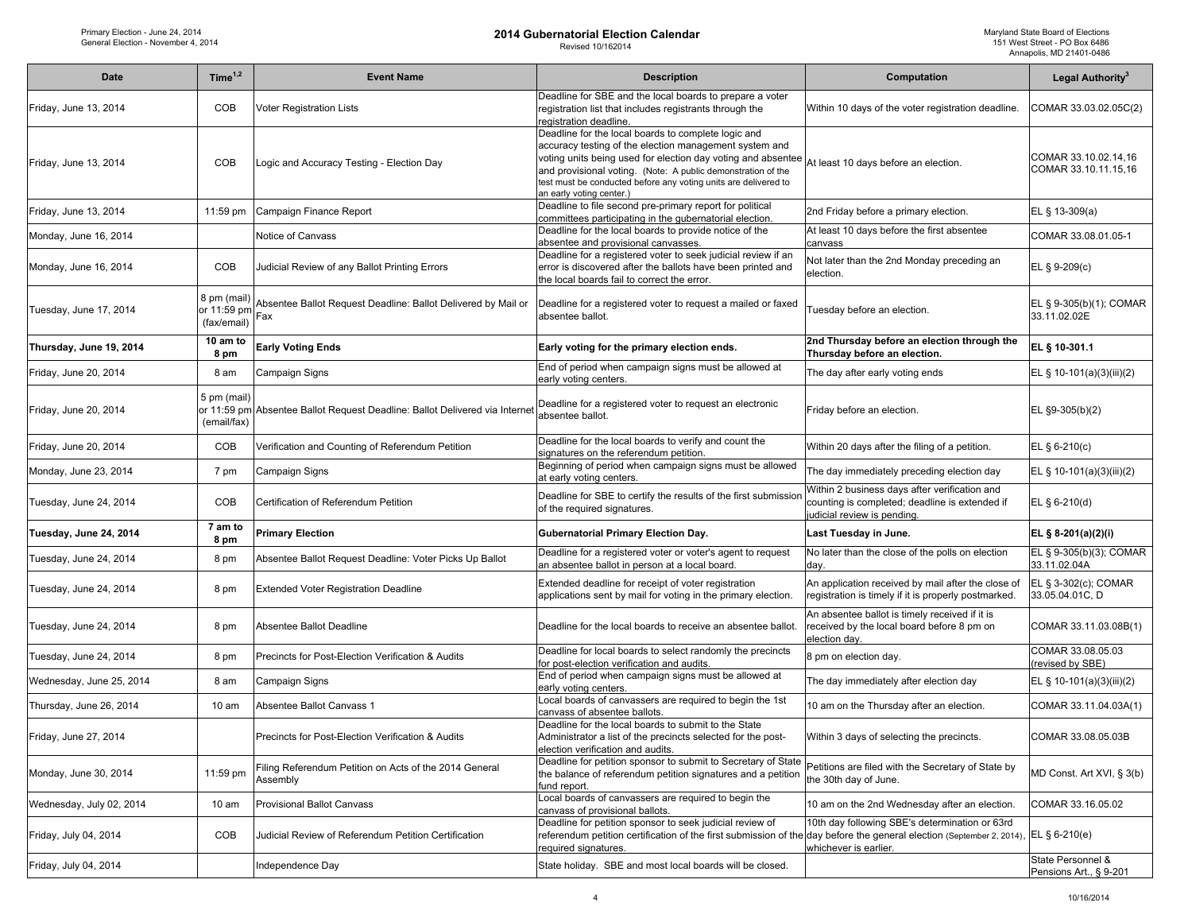| Date | Time[1,2] | Event Name | Description | Computation | Legal Authority[3] |
|---|---|---|---|---|---|
| Friday, June 13, 2014 | COB | Voter Registration Lists | Deadline for SBE and the local boards to prepare a voter registration list that includes registrants through the registration deadline. | Within 10 days of the voter registration deadline. | COMAR 33.03.02.05C(2) |
| Friday, June 13, 2014 | COB | Logic and Accuracy Testing - Election Day | Deadline for the local boards to complete logic and accuracy testing of the election management system and voting units being used for election day voting and absentee and provisional voting. (Note: A public demonstration of the test must be conducted before any voting units are delivered to an early voting center.) | At least 10 days before an election. | COMAR 33.10.02.14,16 COMAR 33.10.11.15,16 |
| Friday, June 13, 2014 | 11:59 pm | Campaign Finance Report | Deadline to file second pre-primary report for political committees participating in the gubernatorial election. | 2nd Friday before a primary election. | EL § 13-309(a) |
| Monday, June 16, 2014 | | Notice of Canvass | Deadline for the local boards to provide notice of the absentee and provisional canvasses. | At least 10 days before the first absentee canvass | COMAR 33.08.01.05-1 |
| Monday, June 16, 2014 | COB | Judicial Review of any Ballot Printing Errors | Deadline for a registered voter to seek judicial review if an error is discovered after the ballots have been printed and the local boards fail to correct the error. | Not later than the 2nd Monday preceding an election. | EL § 9-209(c) |
| Tuesday, June 17, 2014 | 8 pm (mail) or 11:59 pm (fax/email) | Absentee Ballot Request Deadline: Ballot Delivered by Mail or Fax | Deadline for a registered voter to request a mailed or faxed absentee ballot. | Tuesday before an election. | EL § 9-305(b)(1); COMAR 33.11.02.02E |
| **Thursday, June 19, 2014** | **10 am to 8 pm** | **Early Voting Ends** | **Early voting for the primary election ends.** | **2nd Thursday before an election through the Thursday before an election.** | **EL § 10-301.1** |
| Friday, June 20, 2014 | 8 am | Campaign Signs | End of period when campaign signs must be allowed at early voting centers. | The day after early voting ends | EL § 10-101(a)(3)(iii)(2) |
| Friday, June 20, 2014 | 5 pm (mail) or 11:59 pm (email/fax) | Absentee Ballot Request Deadline: Ballot Delivered via Internet | Deadline for a registered voter to request an electronic absentee ballot. | Friday before an election. | EL §9-305(b)(2) |
| Friday, June 20, 2014 | COB | Verification and Counting of Referendum Petition | Deadline for the local boards to verify and count the signatures on the referendum petition. | Within 20 days after the filing of a petition. | EL § 6-210(c) |
| Monday, June 23, 2014 | 7 pm | Campaign Signs | Beginning of period when campaign signs must be allowed at early voting centers. | The day immediately preceding election day | EL § 10-101(a)(3)(iii)(2) |
| Tuesday, June 24, 2014 | COB | Certification of Referendum Petition | Deadline for SBE to certify the results of the first submission of the required signatures. | Within 2 business days after verification and counting is completed; deadline is extended if judicial review is pending. | EL § 6-210(d) |
| **Tuesday, June 24, 2014** | **7 am to 8 pm** | **Primary Election** | **Gubernatorial Primary Election Day.** | **Last Tuesday in June.** | **EL § 8-201(a)(2)(i)** |
| Tuesday, June 24, 2014 | 8 pm | Absentee Ballot Request Deadline: Voter Picks Up Ballot | Deadline for a registered voter or voter's agent to request an absentee ballot in person at a local board. | No later than the close of the polls on election day. | EL § 9-305(b)(3); COMAR 33.11.02.04A |
| Tuesday, June 24, 2014 | 8 pm | Extended Voter Registration Deadline | Extended deadline for receipt of voter registration applications sent by mail for voting in the primary election. | An application received by mail after the close of registration is timely if it is properly postmarked. | EL § 3-302(c); COMAR 33.05.04.01C, D |
| Tuesday, June 24, 2014 | 8 pm | Absentee Ballot Deadline | Deadline for the local boards to receive an absentee ballot. | An absentee ballot is timely received if it is received by the local board before 8 pm on election day. | COMAR 33.11.03.08B(1) |
| Tuesday, June 24, 2014 | 8 pm | Precincts for Post-Election Verification & Audits | Deadline for local boards to select randomly the precincts for post-election verification and audits. | 8 pm on election day. | COMAR 33.08.05.03 (revised by SBE) |
| Wednesday, June 25, 2014 | 8 am | Campaign Signs | End of period when campaign signs must be allowed at early voting centers. | The day immediately after election day | EL § 10-101(a)(3)(iii)(2) |
| Thursday, June 26, 2014 | 10 am | Absentee Ballot Canvass 1 | Local boards of canvassers are required to begin the 1st canvass of absentee ballots. | 10 am on the Thursday after an election. | COMAR 33.11.04.03A(1) |
| Friday, June 27, 2014 | | Precincts for Post-Election Verification & Audits | Deadline for the local boards to submit to the State Administrator a list of the precincts selected for the post-election verification and audits. | Within 3 days of selecting the precincts. | COMAR 33.08.05.03B |
| Monday, June 30, 2014 | 11:59 pm | Filing Referendum Petition on Acts of the 2014 General Assembly | Deadline for petition sponsor to submit to Secretary of State the balance of referendum petition signatures and a petition fund report. | Petitions are filed with the Secretary of State by the 30th day of June. | MD Const. Art XVI, § 3(b) |
| Wednesday, July 02, 2014 | 10 am | Provisional Ballot Canvass | Local boards of canvassers are required to begin the canvass of provisional ballots. | 10 am on the 2nd Wednesday after an election. | COMAR 33.16.05.02 |
| Friday, July 04, 2014 | COB | Judicial Review of Referendum Petition Certification | Deadline for petition sponsor to seek judicial review of referendum petition certification of the first submission of the required signatures. | 10th day following SBE's determination or 63rd day before the general election (September 2, 2014), whichever is earlier. | EL § 6-210(e) |
| Friday, July 04, 2014 | | Independence Day | State holiday. SBE and most local boards will be closed. | | State Personnel & Pensions Art., § 9-201 |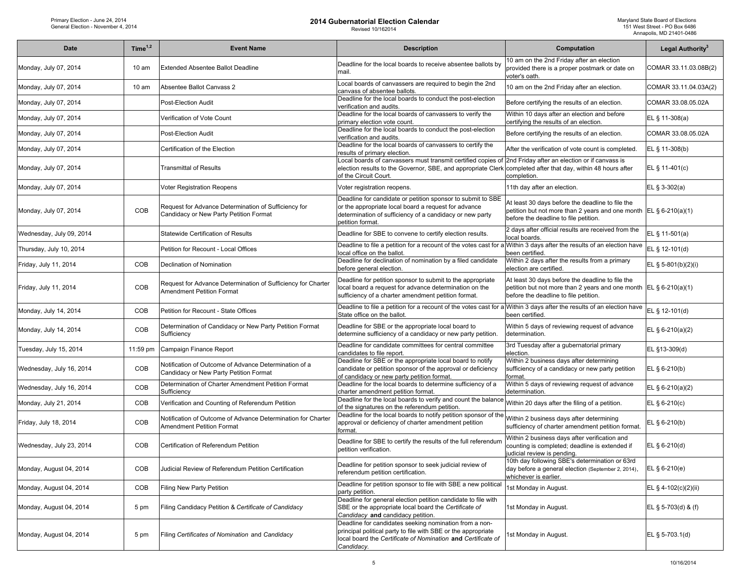| Date | Time[1,2] | Event Name | Description | Computation | Legal Authority[3] |
|---|---|---|---|---|---|
| Monday, July 07, 2014 | 10 am | Extended Absentee Ballot Deadline | Deadline for the local boards to receive absentee ballots by mail. | 10 am on the 2nd Friday after an election provided there is a proper postmark or date on voter's oath. | COMAR 33.11.03.08B(2) |
| Monday, July 07, 2014 | 10 am | Absentee Ballot Canvass 2 | Local boards of canvassers are required to begin the 2nd canvass of absentee ballots. | 10 am on the 2nd Friday after an election. | COMAR 33.11.04.03A(2) |
| Monday, July 07, 2014 | | Post-Election Audit | Deadline for the local boards to conduct the post-election verification and audits. | Before certifying the results of an election. | COMAR 33.08.05.02A |
| Monday, July 07, 2014 | | Verification of Vote Count | Deadline for the local boards of canvassers to verify the primary election vote count. | Within 10 days after an election and before certifying the results of an election. | EL § 11-308(a) |
| Monday, July 07, 2014 | | Post-Election Audit | Deadline for the local boards to conduct the post-election verification and audits. | Before certifying the results of an election. | COMAR 33.08.05.02A |
| Monday, July 07, 2014 | | Certification of the Election | Deadline for the local boards of canvassers to certify the results of primary election. | After the verification of vote count is completed. | EL § 11-308(b) |
| Monday, July 07, 2014 | | Transmittal of Results | Local boards of canvassers must transmit certified copies of election results to the Governor, SBE, and appropriate Clerk of the Circuit Court. | 2nd Friday after an election or if canvass is completed after that day, within 48 hours after completion. | EL § 11-401(c) |
| Monday, July 07, 2014 | | Voter Registration Reopens | Voter registration reopens. | 11th day after an election. | EL § 3-302(a) |
| Monday, July 07, 2014 | COB | Request for Advance Determination of Sufficiency for Candidacy or New Party Petition Format | Deadline for candidate or petition sponsor to submit to SBE or the appropriate local board a request for advance determination of sufficiency of a candidacy or new party petition format. | At least 30 days before the deadline to file the petition but not more than 2 years and one month before the deadline to file petition. | EL § 6-210(a)(1) |
| Wednesday, July 09, 2014 | | Statewide Certification of Results | Deadline for SBE to convene to certify election results. | 2 days after official results are received from the local boards. | EL § 11-501(a) |
| Thursday, July 10, 2014 | | Petition for Recount - Local Offices | Deadline to file a petition for a recount of the votes cast for a local office on the ballot. | Within 3 days after the results of an election have been certified. | EL § 12-101(d) |
| Friday, July 11, 2014 | COB | Declination of Nomination | Deadline for declination of nomination by a filed candidate before general election. | Within 2 days after the results from a primary election are certified. | EL § 5-801(b)(2)(i) |
| Friday, July 11, 2014 | COB | Request for Advance Determination of Sufficiency for Charter Amendment Petition Format | Deadline for petition sponsor to submit to the appropriate local board a request for advance determination on the sufficiency of a charter amendment petition format. | At least 30 days before the deadline to file the petition but not more than 2 years and one month before the deadline to file petition. | EL § 6-210(a)(1) |
| Monday, July 14, 2014 | COB | Petition for Recount - State Offices | Deadline to file a petition for a recount of the votes cast for a State office on the ballot. | Within 3 days after the results of an election have been certified. | EL § 12-101(d) |
| Monday, July 14, 2014 | COB | Determination of Candidacy or New Party Petition Format Sufficiency | Deadline for SBE or the appropriate local board to determine sufficiency of a candidacy or new party petition. | Within 5 days of reviewing request of advance determination. | EL § 6-210(a)(2) |
| Tuesday, July 15, 2014 | 11:59 pm | Campaign Finance Report | Deadline for candidate committees for central committee candidates to file report. | 3rd Tuesday after a gubernatorial primary election. | EL §13-309(d) |
| Wednesday, July 16, 2014 | COB | Notification of Outcome of Advance Determination of a Candidacy or New Party Petition Format | Deadline for SBE or the appropriate local board to notify candidate or petition sponsor of the approval or deficiency of candidacy or new party petition format. | Within 2 business days after determining sufficiency of a candidacy or new party petition format. | EL § 6-210(b) |
| Wednesday, July 16, 2014 | COB | Determination of Charter Amendment Petition Format Sufficiency | Deadline for the local boards to determine sufficiency of a charter amendment petition format. | Within 5 days of reviewing request of advance determination. | EL § 6-210(a)(2) |
| Monday, July 21, 2014 | COB | Verification and Counting of Referendum Petition | Deadline for the local boards to verify and count the balance of the signatures on the referendum petition. | Within 20 days after the filing of a petition. | EL § 6-210(c) |
| Friday, July 18, 2014 | COB | Notification of Outcome of Advance Determination for Charter Amendment Petition Format | Deadline for the local boards to notify petition sponsor of the approval or deficiency of charter amendment petition format. | Within 2 business days after determining sufficiency of charter amendment petition format. | EL § 6-210(b) |
| Wednesday, July 23, 2014 | COB | Certification of Referendum Petition | Deadline for SBE to certify the results of the full referendum petition verification. | Within 2 business days after verification and counting is completed; deadline is extended if judicial review is pending. | EL § 6-210(d) |
| Monday, August 04, 2014 | COB | Judicial Review of Referendum Petition Certification | Deadline for petition sponsor to seek judicial review of referendum petition certification. | 10th day following SBE's determination or 63rd day before a general election (September 2, 2014), whichever is earlier. | EL § 6-210(e) |
| Monday, August 04, 2014 | COB | Filing New Party Petition | Deadline for petition sponsor to file with SBE a new political party petition. | 1st Monday in August. | EL § 4-102(c)(2)(ii) |
| Monday, August 04, 2014 | 5 pm | Filing Candidacy Petition & *Certificate of Candidacy* | Deadline for general election petition candidate to file with SBE or the appropriate local board the *Certificate of Candidacy* **and** candidacy petition. | 1st Monday in August. | EL § 5-703(d) & (f) |
| Monday, August 04, 2014 | 5 pm | Filing *Certificates of Nomination* and *Candidacy* | Deadline for candidates seeking nomination from a non-principal political party to file with SBE or the appropriate local board the *Certificate of Nomination* **and** *Certificate of Candidacy.* | 1st Monday in August. | EL § 5-703.1(d) |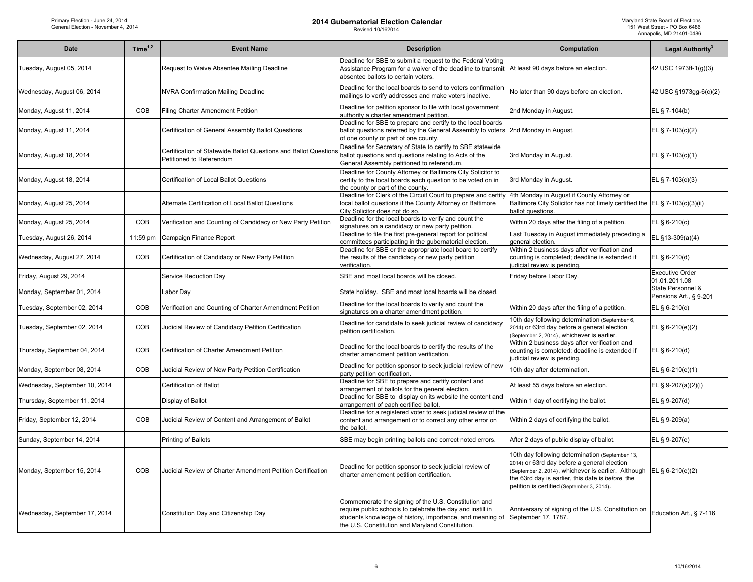| Date | Time[1,2] | Event Name | Description | Computation | Legal Authority[3] |
|---|---|---|---|---|---|
| Tuesday, August 05, 2014 | | Request to Waive Absentee Mailing Deadline | Deadline for SBE to submit a request to the Federal Voting Assistance Program for a waiver of the deadline to transmit absentee ballots to certain voters. | At least 90 days before an election. | 42 USC 1973ff-1(g)(3) |
| Wednesday, August 06, 2014 | | NVRA Confirmation Mailing Deadline | Deadline for the local boards to send to voters confirmation mailings to verify addresses and make voters inactive. | No later than 90 days before an election. | 42 USC §1973gg-6(c)(2) |
| Monday, August 11, 2014 | COB | Filing Charter Amendment Petition | Deadline for petition sponsor to file with local government authority a charter amendment petition. | 2nd Monday in August. | EL § 7-104(b) |
| Monday, August 11, 2014 | | Certification of General Assembly Ballot Questions | Deadline for SBE to prepare and certify to the local boards ballot questions referred by the General Assembly to voters of one county or part of one county. | 2nd Monday in August. | EL § 7-103(c)(2) |
| Monday, August 18, 2014 | | Certification of Statewide Ballot Questions and Ballot Questions Petitioned to Referendum | Deadline for Secretary of State to certify to SBE statewide ballot questions and questions relating to Acts of the General Assembly petitioned to referendum. | 3rd Monday in August. | EL § 7-103(c)(1) |
| Monday, August 18, 2014 | | Certification of Local Ballot Questions | Deadline for County Attorney or Baltimore City Solicitor to certify to the local boards each question to be voted on in the county or part of the county. | 3rd Monday in August. | EL § 7-103(c)(3) |
| Monday, August 25, 2014 | | Alternate Certification of Local Ballot Questions | Deadline for Clerk of the Circuit Court to prepare and certify local ballot questions if the County Attorney or Baltimore City Solicitor does not do so. | 4th Monday in August if County Attorney or Baltimore City Solicitor has not timely certified the ballot questions. | EL § 7-103(c)(3)(ii) |
| Monday, August 25, 2014 | COB | Verification and Counting of Candidacy or New Party Petition | Deadline for the local boards to verify and count the signatures on a candidacy or new party petition. | Within 20 days after the filing of a petition. | EL § 6-210(c) |
| Tuesday, August 26, 2014 | 11:59 pm | Campaign Finance Report | Deadline to file the first pre-general report for political committees participating in the gubernatorial election. | Last Tuesday in August immediately preceding a general election. | EL §13-309(a)(4) |
| Wednesday, August 27, 2014 | COB | Certification of Candidacy or New Party Petition | Deadline for SBE or the appropriate local board to certify the results of the candidacy or new party petition verification. | Within 2 business days after verification and counting is completed; deadline is extended if judicial review is pending. | EL § 6-210(d) |
| Friday, August 29, 2014 | | Service Reduction Day | SBE and most local boards will be closed. | Friday before Labor Day. | Executive Order 01.01.2011.08 |
| Monday, September 01, 2014 | | Labor Day | State holiday. SBE and most local boards will be closed. | | State Personnel & Pensions Art., § 9-201 |
| Tuesday, September 02, 2014 | COB | Verification and Counting of Charter Amendment Petition | Deadline for the local boards to verify and count the signatures on a charter amendment petition. | Within 20 days after the filing of a petition. | EL § 6-210(c) |
| Tuesday, September 02, 2014 | COB | Judicial Review of Candidacy Petition Certification | Deadline for candidate to seek judicial review of candidacy petition certification. | 10th day following determination (September 6, 2014) or 63rd day before a general election (September 2, 2014), whichever is earlier. | EL § 6-210(e)(2) |
| Thursday, September 04, 2014 | COB | Certification of Charter Amendment Petition | Deadline for the local boards to certify the results of the charter amendment petition verification. | Within 2 business days after verification and counting is completed; deadline is extended if judicial review is pending. | EL § 6-210(d) |
| Monday, September 08, 2014 | COB | Judicial Review of New Party Petition Certification | Deadline for petition sponsor to seek judicial review of new party petition certification. | 10th day after determination. | EL § 6-210(e)(1) |
| Wednesday, September 10, 2014 | | Certification of Ballot | Deadline for SBE to prepare and certify content and arrangement of ballots for the general election. | At least 55 days before an election. | EL § 9-207(a)(2)(i) |
| Thursday, September 11, 2014 | | Display of Ballot | Deadline for SBE to display on its website the content and arrangement of each certified ballot. | Within 1 day of certifying the ballot. | EL § 9-207(d) |
| Friday, September 12, 2014 | COB | Judicial Review of Content and Arrangement of Ballot | Deadline for a registered voter to seek judicial review of the content and arrangement or to correct any other error on the ballot. | Within 2 days of certifying the ballot. | EL § 9-209(a) |
| Sunday, September 14, 2014 | | Printing of Ballots | SBE may begin printing ballots and correct noted errors. | After 2 days of public display of ballot. | EL § 9-207(e) |
| Monday, September 15, 2014 | COB | Judicial Review of Charter Amendment Petition Certification | Deadline for petition sponsor to seek judicial review of charter amendment petition certification. | 10th day following determination (September 13, 2014) or 63rd day before a general election (September 2, 2014), whichever is earlier. Although the 63rd day is earlier, this date is *before* the petition is certified (September 3, 2014). | EL § 6-210(e)(2) |
| Wednesday, September 17, 2014 | | Constitution Day and Citizenship Day | Commemorate the signing of the U.S. Constitution and require public schools to celebrate the day and instill in students knowledge of history, importance, and meaning of the U.S. Constitution and Maryland Constitution. | Anniversary of signing of the U.S. Constitution on September 17, 1787. | Education Art., § 7-116 |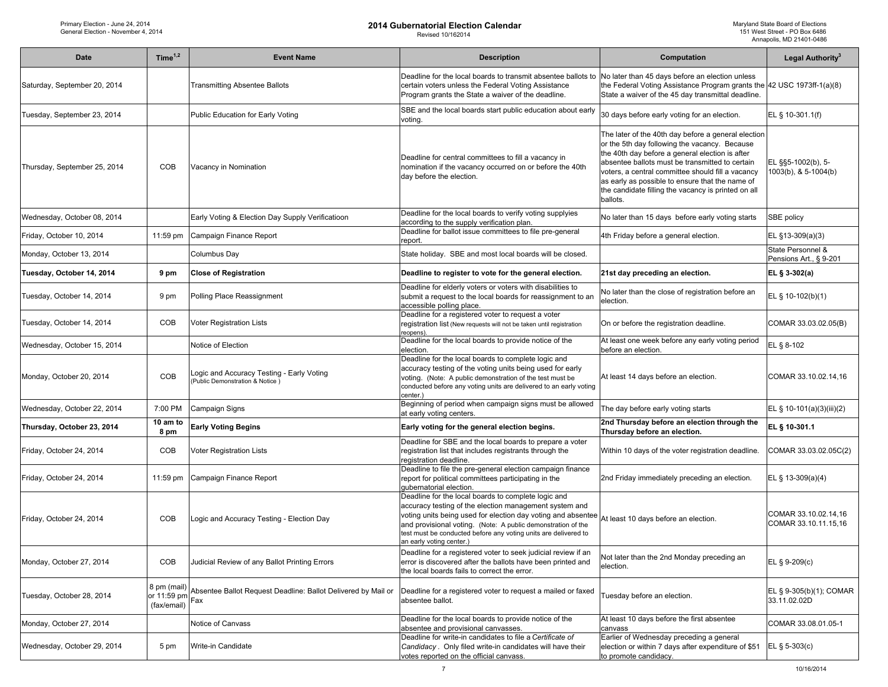# 2014 Gubernatorial Election Calendar

Revised 10/162014

Primary Election - June 24, 2014
General Election - November 4, 2014

Maryland State Board of Elections
151 West Street - PO Box 6486
Annapolis, MD 21401-0486

| Date | Time[1,2] | Event Name | Description | Computation | Legal Authority[3] |
|---|---|---|---|---|---|
| Saturday, September 20, 2014 | | Transmitting Absentee Ballots | Deadline for the local boards to transmit absentee ballots to certain voters unless the Federal Voting Assistance Program grants the State a waiver of the deadline. | No later than 45 days before an election unless the Federal Voting Assistance Program grants the State a waiver of the 45 day transmittal deadline. | 42 USC 1973ff-1(a)(8) |
| Tuesday, September 23, 2014 | | Public Education for Early Voting | SBE and the local boards start public education about early voting. | 30 days before early voting for an election. | EL § 10-301.1(f) |
| Thursday, September 25, 2014 | COB | Vacancy in Nomination | Deadline for central committees to fill a vacancy in nomination if the vacancy occurred on or before the 40th day before the election. | The later of the 40th day before a general election or the 5th day following the vacancy. Because the 40th day before a general election is after absentee ballots must be transmitted to certain voters, a central committee should fill a vacancy as early as possible to ensure that the name of the candidate filling the vacancy is printed on all ballots. | EL §§5-1002(b), 5-1003(b), & 5-1004(b) |
| Wednesday, October 08, 2014 | | Early Voting & Election Day Supply Verificatioon | Deadline for the local boards to verify voting supplyies according to the supply verification plan. | No later than 15 days before early voting starts | SBE policy |
| Friday, October 10, 2014 | 11:59 pm | Campaign Finance Report | Deadline for ballot issue committees to file pre-general report. | 4th Friday before a general election. | EL §13-309(a)(3) |
| Monday, October 13, 2014 | | Columbus Day | State holiday. SBE and most local boards will be closed. | | State Personnel & Pensions Art., § 9-201 |
| **Tuesday, October 14, 2014** | **9 pm** | **Close of Registration** | **Deadline to register to vote for the general election.** | **21st day preceding an election.** | **EL § 3-302(a)** |
| Tuesday, October 14, 2014 | 9 pm | Polling Place Reassignment | Deadline for elderly voters or voters with disabilities to submit a request to the local boards for reassignment to an accessible polling place. | No later than the close of registration before an election. | EL § 10-102(b)(1) |
| Tuesday, October 14, 2014 | COB | Voter Registration Lists | Deadline for a registered voter to request a voter registration list (New requests will not be taken until registration reopens). | On or before the registration deadline. | COMAR 33.03.02.05(B) |
| Wednesday, October 15, 2014 | | Notice of Election | Deadline for the local boards to provide notice of the election. | At least one week before any early voting period before an election. | EL § 8-102 |
| Monday, October 20, 2014 | COB | Logic and Accuracy Testing - Early Voting (Public Demonstration & Notice ) | Deadline for the local boards to complete logic and accuracy testing of the voting units being used for early voting. (Note: A public demonstration of the test must be conducted before any voting units are delivered to an early voting center.) | At least 14 days before an election. | COMAR 33.10.02.14,16 |
| Wednesday, October 22, 2014 | 7:00 PM | Campaign Signs | Beginning of period when campaign signs must be allowed at early voting centers. | The day before early voting starts | EL § 10-101(a)(3)(iii)(2) |
| **Thursday, October 23, 2014** | **10 am to 8 pm** | **Early Voting Begins** | **Early voting for the general election begins.** | **2nd Thursday before an election through the Thursday before an election.** | **EL § 10-301.1** |
| Friday, October 24, 2014 | COB | Voter Registration Lists | Deadline for SBE and the local boards to prepare a voter registration list that includes registrants through the registration deadline. | Within 10 days of the voter registration deadline. | COMAR 33.03.02.05C(2) |
| Friday, October 24, 2014 | 11:59 pm | Campaign Finance Report | Deadline to file the pre-general election campaign finance report for political committees participating in the gubernatorial election. | 2nd Friday immediately preceding an election. | EL § 13-309(a)(4) |
| Friday, October 24, 2014 | COB | Logic and Accuracy Testing - Election Day | Deadline for the local boards to complete logic and accuracy testing of the election management system and voting units being used for election day voting and absentee and provisional voting. (Note: A public demonstration of the test must be conducted before any voting units are delivered to an early voting center.) | At least 10 days before an election. | COMAR 33.10.02.14,16 COMAR 33.10.11.15,16 |
| Monday, October 27, 2014 | COB | Judicial Review of any Ballot Printing Errors | Deadline for a registered voter to seek judicial review if an error is discovered after the ballots have been printed and the local boards fails to correct the error. | Not later than the 2nd Monday preceding an election. | EL § 9-209(c) |
| Tuesday, October 28, 2014 | 8 pm (mail) or 11:59 pm (fax/email) | Absentee Ballot Request Deadline: Ballot Delivered by Mail or Fax | Deadline for a registered voter to request a mailed or faxed absentee ballot. | Tuesday before an election. | EL § 9-305(b)(1); COMAR 33.11.02.02D |
| Monday, October 27, 2014 | | Notice of Canvass | Deadline for the local boards to provide notice of the absentee and provisional canvasses. | At least 10 days before the first absentee canvass | COMAR 33.08.01.05-1 |
| Wednesday, October 29, 2014 | 5 pm | Write-in Candidate | Deadline for write-in candidates to file a *Certificate of Candidacy*. Only filed write-in candidates will have their votes reported on the official canvass. | Earlier of Wednesday preceding a general election or within 7 days after expenditure of $51 to promote candidacy. | EL § 5-303(c) |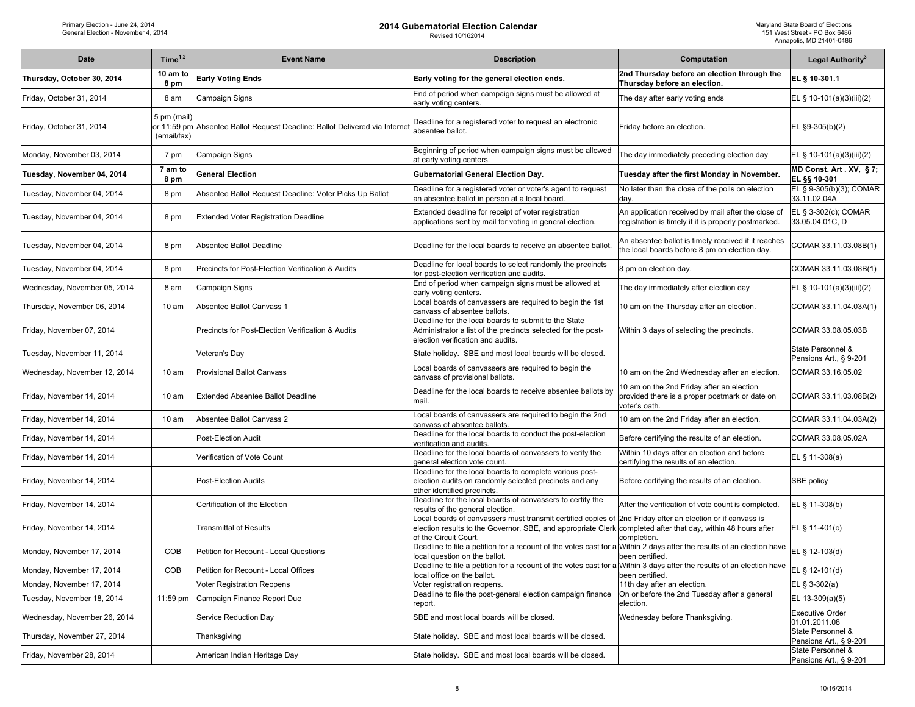# 2014 Gubernatorial Election Calendar

Revised 10/162014

Primary Election - June 24, 2014
General Election - November 4, 2014

Maryland State Board of Elections
151 West Street - PO Box 6486
Annapolis, MD 21401-0486

| Date | Time[1,2] | Event Name | Description | Computation | Legal Authority[3] |
|---|---|---|---|---|---|
| **Thursday, October 30, 2014** | **10 am to 8 pm** | **Early Voting Ends** | **Early voting for the general election ends.** | **2nd Thursday before an election through the Thursday before an election.** | **EL § 10-301.1** |
| Friday, October 31, 2014 | 8 am | Campaign Signs | End of period when campaign signs must be allowed at early voting centers. | The day after early voting ends | EL § 10-101(a)(3)(iii)(2) |
| Friday, October 31, 2014 | 5 pm (mail) or 11:59 pm (email/fax) | Absentee Ballot Request Deadline: Ballot Delivered via Internet | Deadline for a registered voter to request an electronic absentee ballot. | Friday before an election. | EL §9-305(b)(2) |
| Monday, November 03, 2014 | 7 pm | Campaign Signs | Beginning of period when campaign signs must be allowed at early voting centers. | The day immediately preceding election day | EL § 10-101(a)(3)(iii)(2) |
| **Tuesday, November 04, 2014** | **7 am to 8 pm** | **General Election** | **Gubernatorial General Election Day.** | **Tuesday after the first Monday in November.** | **MD Const. Art . XV, § 7; EL §§ 10-301** |
| Tuesday, November 04, 2014 | 8 pm | Absentee Ballot Request Deadline: Voter Picks Up Ballot | Deadline for a registered voter or voter's agent to request an absentee ballot in person at a local board. | No later than the close of the polls on election day. | EL § 9-305(b)(3); COMAR 33.11.02.04A |
| Tuesday, November 04, 2014 | 8 pm | Extended Voter Registration Deadline | Extended deadline for receipt of voter registration applications sent by mail for voting in general election. | An application received by mail after the close of registration is timely if it is properly postmarked. | EL § 3-302(c); COMAR 33.05.04.01C, D |
| Tuesday, November 04, 2014 | 8 pm | Absentee Ballot Deadline | Deadline for the local boards to receive an absentee ballot. | An absentee ballot is timely received if it reaches the local boards before 8 pm on election day. | COMAR 33.11.03.08B(1) |
| Tuesday, November 04, 2014 | 8 pm | Precincts for Post-Election Verification & Audits | Deadline for local boards to select randomly the precincts for post-election verification and audits. | 8 pm on election day. | COMAR 33.11.03.08B(1) |
| Wednesday, November 05, 2014 | 8 am | Campaign Signs | End of period when campaign signs must be allowed at early voting centers. | The day immediately after election day | EL § 10-101(a)(3)(iii)(2) |
| Thursday, November 06, 2014 | 10 am | Absentee Ballot Canvass 1 | Local boards of canvassers are required to begin the 1st canvass of absentee ballots. | 10 am on the Thursday after an election. | COMAR 33.11.04.03A(1) |
| Friday, November 07, 2014 | | Precincts for Post-Election Verification & Audits | Deadline for the local boards to submit to the State Administrator a list of the precincts selected for the post-election verification and audits. | Within 3 days of selecting the precincts. | COMAR 33.08.05.03B |
| Tuesday, November 11, 2014 | | Veteran's Day | State holiday. SBE and most local boards will be closed. | | State Personnel & Pensions Art., § 9-201 |
| Wednesday, November 12, 2014 | 10 am | Provisional Ballot Canvass | Local boards of canvassers are required to begin the canvass of provisional ballots. | 10 am on the 2nd Wednesday after an election. | COMAR 33.16.05.02 |
| Friday, November 14, 2014 | 10 am | Extended Absentee Ballot Deadline | Deadline for the local boards to receive absentee ballots by mail. | 10 am on the 2nd Friday after an election provided there is a proper postmark or date on voter's oath. | COMAR 33.11.03.08B(2) |
| Friday, November 14, 2014 | 10 am | Absentee Ballot Canvass 2 | Local boards of canvassers are required to begin the 2nd canvass of absentee ballots. | 10 am on the 2nd Friday after an election. | COMAR 33.11.04.03A(2) |
| Friday, November 14, 2014 | | Post-Election Audit | Deadline for the local boards to conduct the post-election verification and audits. | Before certifying the results of an election. | COMAR 33.08.05.02A |
| Friday, November 14, 2014 | | Verification of Vote Count | Deadline for the local boards of canvassers to verify the general election vote count. | Within 10 days after an election and before certifying the results of an election. | EL § 11-308(a) |
| Friday, November 14, 2014 | | Post-Election Audits | Deadline for the local boards to complete various post-election audits on randomly selected precincts and any other identified precincts. | Before certifying the results of an election. | SBE policy |
| Friday, November 14, 2014 | | Certification of the Election | Deadline for the local boards of canvassers to certify the results of the general election. | After the verification of vote count is completed. | EL § 11-308(b) |
| Friday, November 14, 2014 | | Transmittal of Results | Local boards of canvassers must transmit certified copies of election results to the Governor, SBE, and appropriate Clerk of the Circuit Court. | 2nd Friday after an election or if canvass is completed after that day, within 48 hours after completion. | EL § 11-401(c) |
| Monday, November 17, 2014 | COB | Petition for Recount - Local Questions | Deadline to file a petition for a recount of the votes cast for a local question on the ballot. | Within 2 days after the results of an election have been certified. | EL § 12-103(d) |
| Monday, November 17, 2014 | COB | Petition for Recount - Local Offices | Deadline to file a petition for a recount of the votes cast for a local office on the ballot. | Within 3 days after the results of an election have been certified. | EL § 12-101(d) |
| Monday, November 17, 2014 | | Voter Registration Reopens | Voter registration reopens. | 11th day after an election. | EL § 3-302(a) |
| Tuesday, November 18, 2014 | 11:59 pm | Campaign Finance Report Due | Deadline to file the post-general election campaign finance report. | On or before the 2nd Tuesday after a general election. | EL 13-309(a)(5) |
| Wednesday, November 26, 2014 | | Service Reduction Day | SBE and most local boards will be closed. | Wednesday before Thanksgiving. | Executive Order 01.01.2011.08 |
| Thursday, November 27, 2014 | | Thanksgiving | State holiday. SBE and most local boards will be closed. | | State Personnel & Pensions Art., § 9-201 |
| Friday, November 28, 2014 | | American Indian Heritage Day | State holiday. SBE and most local boards will be closed. | | State Personnel & Pensions Art., § 9-201 |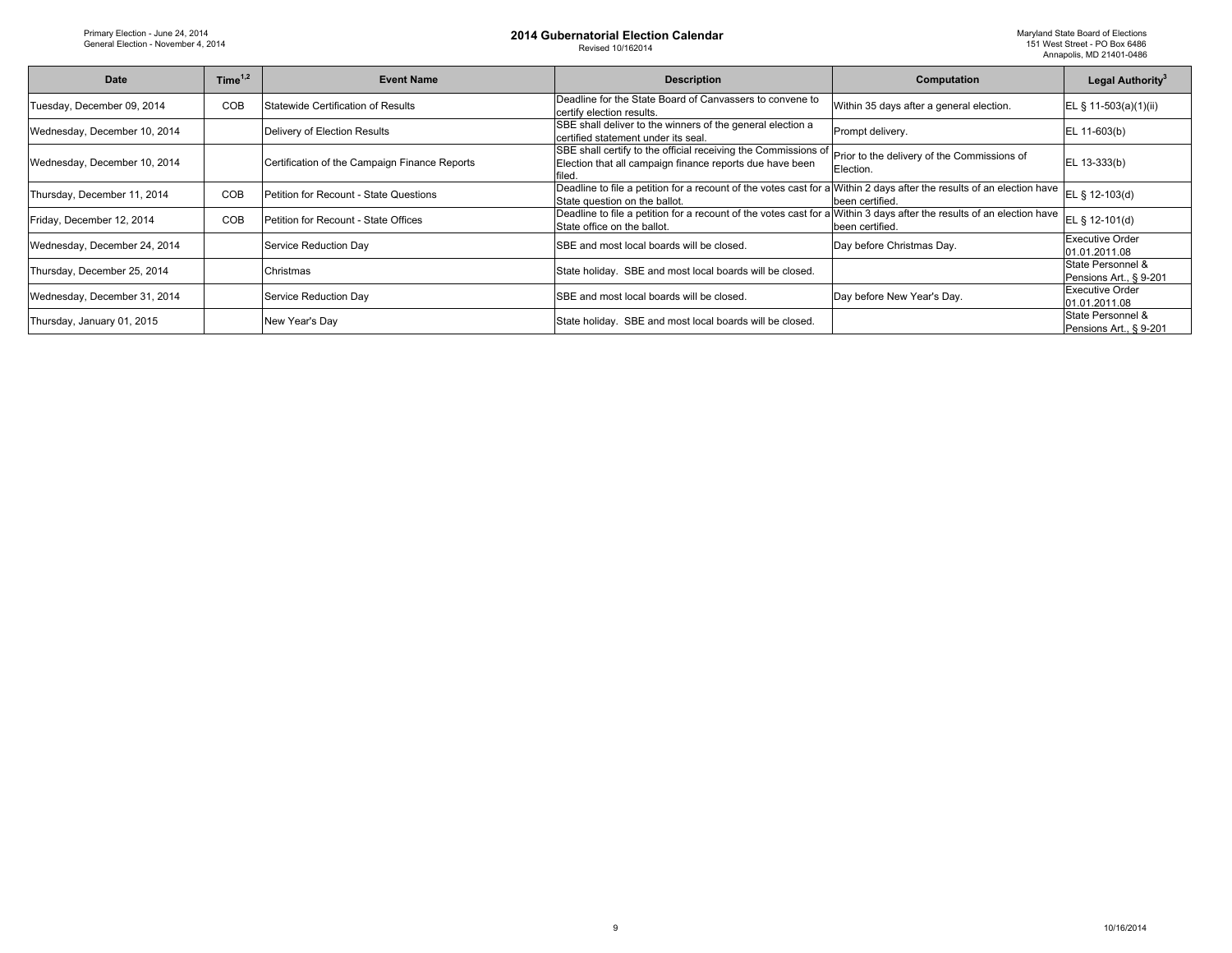| Date | Time[1,2] | Event Name | Description | Computation | Legal Authority[3] |
|---|---|---|---|---|---|
| Tuesday, December 09, 2014 | COB | Statewide Certification of Results | Deadline for the State Board of Canvassers to convene to certify election results. | Within 35 days after a general election. | EL § 11-503(a)(1)(ii) |
| Wednesday, December 10, 2014 | | Delivery of Election Results | SBE shall deliver to the winners of the general election a certified statement under its seal. | Prompt delivery. | EL 11-603(b) |
| Wednesday, December 10, 2014 | | Certification of the Campaign Finance Reports | SBE shall certify to the official receiving the Commissions of Election that all campaign finance reports due have been filed. | Prior to the delivery of the Commissions of Election. | EL 13-333(b) |
| Thursday, December 11, 2014 | COB | Petition for Recount - State Questions | Deadline to file a petition for a recount of the votes cast for a State question on the ballot. | Within 2 days after the results of an election have been certified. | EL § 12-103(d) |
| Friday, December 12, 2014 | COB | Petition for Recount - State Offices | Deadline to file a petition for a recount of the votes cast for a State office on the ballot. | Within 3 days after the results of an election have been certified. | EL § 12-101(d) |
| Wednesday, December 24, 2014 | | Service Reduction Day | SBE and most local boards will be closed. | Day before Christmas Day. | Executive Order 01.01.2011.08 |
| Thursday, December 25, 2014 | | Christmas | State holiday. SBE and most local boards will be closed. | | State Personnel & Pensions Art., § 9-201 |
| Wednesday, December 31, 2014 | | Service Reduction Day | SBE and most local boards will be closed. | Day before New Year's Day. | Executive Order 01.01.2011.08 |
| Thursday, January 01, 2015 | | New Year's Day | State holiday. SBE and most local boards will be closed. | | State Personnel & Pensions Art., § 9-201 |